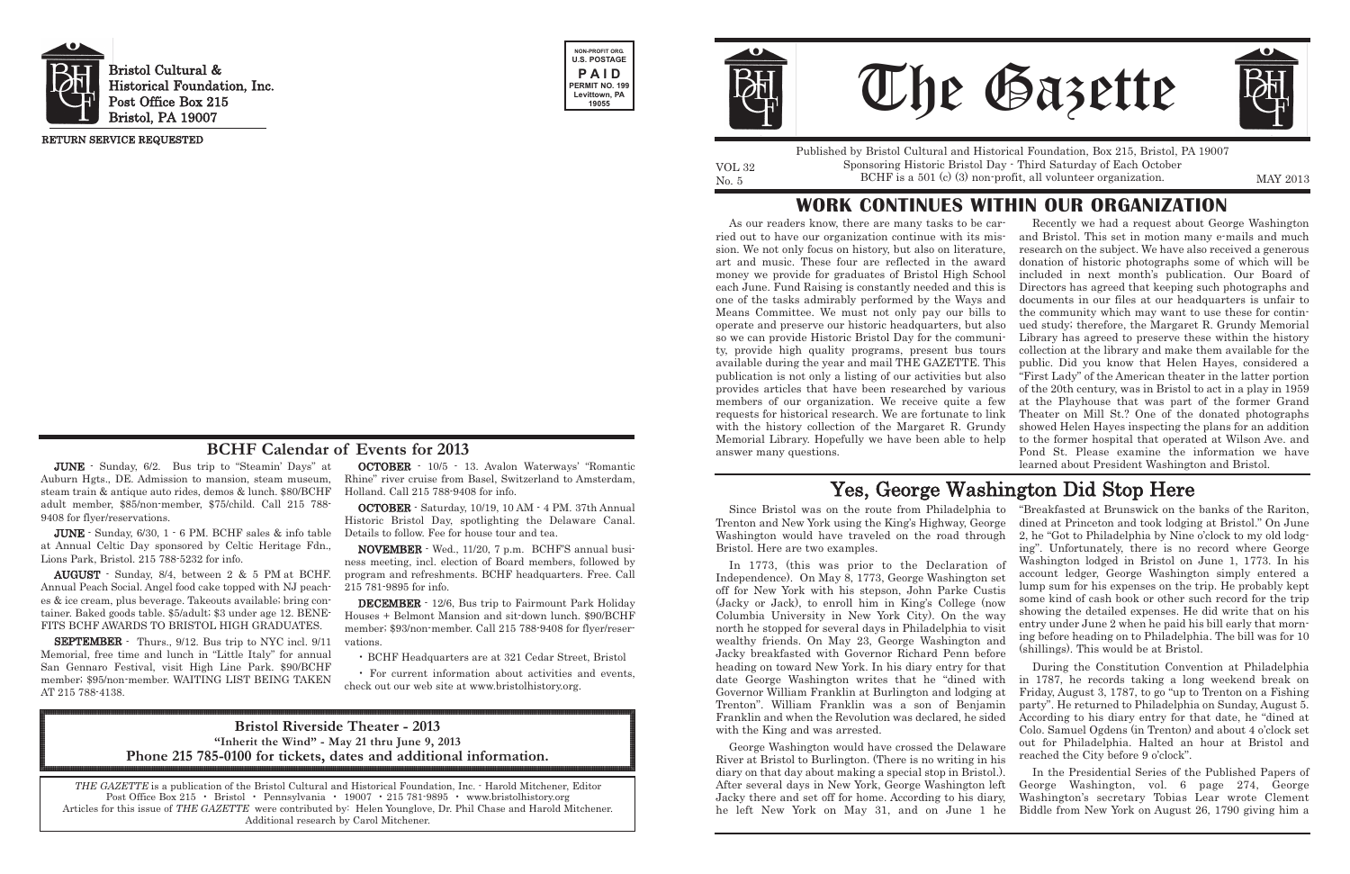Bristol Cultural & Historical Foundation, Inc.
Post Office Box 215
Bristol, PA 19007

RETURN SERVICE REQUESTED

NON-PROFIT ORG.
U.S. POSTAGE
PAID
PERMIT NO. 199
Levittown, PA
19055

## BCHF Calendar of Events for 2013

**JUNE** - Sunday, 6/2. Bus trip to "Steamin' Days" at Auburn Hgts., DE. Admission to mansion, steam museum, steam train & antique auto rides, demos & lunch. $80/BCHF adult member, $85/non-member, $75/child. Call 215 788-9408 for flyer/reservations.

**JUNE** - Sunday, 6/30, 1 - 6 PM. BCHF sales & info table at Annual Celtic Day sponsored by Celtic Heritage Fdn., Lions Park, Bristol. 215 788-5232 for info.

**AUGUST** - Sunday, 8/4, between 2 & 5 PM at BCHF. Annual Peach Social. Angel food cake topped with NJ peaches & ice cream, plus beverage. Takeouts available; bring container. Baked goods table. $5/adult; $3 under age 12. BENEFITS BCHF AWARDS TO BRISTOL HIGH GRADUATES.

**SEPTEMBER** - Thurs., 9/12. Bus trip to NYC incl. 9/11 Memorial, free time and lunch in "Little Italy" for annual San Gennaro Festival, visit High Line Park. $90/BCHF member; $95/non-member. WAITING LIST BEING TAKEN AT 215 788-4138.

**OCTOBER** - 10/5 - 13. Avalon Waterways' "Romantic Rhine" river cruise from Basel, Switzerland to Amsterdam, Holland. Call 215 788-9408 for info.

**OCTOBER** - Saturday, 10/19, 10 AM - 4 PM. 37th Annual Historic Bristol Day, spotlighting the Delaware Canal. Details to follow. Fee for house tour and tea.

**NOVEMBER** - Wed., 11/20, 7 p.m. BCHF'S annual business meeting, incl. election of Board members, followed by program and refreshments. BCHF headquarters. Free. Call 215 781-9895 for info.

**DECEMBER** - 12/6, Bus trip to Fairmount Park Holiday Houses + Belmont Mansion and sit-down lunch. $90/BCHF member; $93/non-member. Call 215 788-9408 for flyer/reservations.

- BCHF Headquarters are at 321 Cedar Street, Bristol
- For current information about activities and events, check out our web site at www.bristolhistory.org.

**Bristol Riverside Theater - 2013**
**"Inherit the Wind" - May 21 thru June 9, 2013**
**Phone 215 785-0100 for tickets, dates and additional information.**

*THE GAZETTE* is a publication of the Bristol Cultural and Historical Foundation, Inc. - Harold Mitchener, Editor
Post Office Box 215 • Bristol • Pennsylvania • 19007 • 215 781-9895 • www.bristolhistory.org
Articles for this issue of *THE GAZETTE* were contributed by: Helen Younglove, Dr. Phil Chase and Harold Mitchener.
Additional research by Carol Mitchener.

# The Gazette

Published by Bristol Cultural and Historical Foundation, Box 215, Bristol, PA 19007
Sponsoring Historic Bristol Day - Third Saturday of Each October
BCHF is a 501 (c) (3) non-profit, all volunteer organization.

VOL 32
No. 5

MAY 2013

## WORK CONTINUES WITHIN OUR ORGANIZATION

As our readers know, there are many tasks to be carried out to have our organization continue with its mission. We not only focus on history, but also on literature, art and music. These four are reflected in the award money we provide for graduates of Bristol High School each June. Fund Raising is constantly needed and this is one of the tasks admirably performed by the Ways and Means Committee. We must not only pay our bills to operate and preserve our historic headquarters, but also so we can provide Historic Bristol Day for the community, provide high quality programs, present bus tours available during the year and mail THE GAZETTE. This publication is not only a listing of our activities but also provides articles that have been researched by various members of our organization. We receive quite a few requests for historical research. We are fortunate to link with the history collection of the Margaret R. Grundy Memorial Library. Hopefully we have been able to help answer many questions.

Recently we had a request about George Washington and Bristol. This set in motion many e-mails and much research on the subject. We have also received a generous donation of historic photographs some of which will be included in next month's publication. Our Board of Directors has agreed that keeping such photographs and documents in our files at our headquarters is unfair to the community which may want to use these for continued study; therefore, the Margaret R. Grundy Memorial Library has agreed to preserve these within the history collection at the library and make them available for the public. Did you know that Helen Hayes, considered a "First Lady" of the American theater in the latter portion of the 20th century, was in Bristol to act in a play in 1959 at the Playhouse that was part of the former Grand Theater on Mill St.? One of the donated photographs showed Helen Hayes inspecting the plans for an addition to the former hospital that operated at Wilson Ave. and Pond St. Please examine the information we have learned about President Washington and Bristol.

## Yes, George Washington Did Stop Here

Since Bristol was on the route from Philadelphia to Trenton and New York using the King's Highway, George Washington would have traveled on the road through Bristol. Here are two examples.

In 1773, (this was prior to the Declaration of Independence). On May 8, 1773, George Washington set off for New York with his stepson, John Parke Custis (Jacky or Jack), to enroll him in King's College (now Columbia University in New York City). On the way north he stopped for several days in Philadelphia to visit wealthy friends. On May 23, George Washington and Jacky breakfasted with Governor Richard Penn before heading on toward New York. In his diary entry for that date George Washington writes that he "dined with Governor William Franklin at Burlington and lodging at Trenton". William Franklin was a son of Benjamin Franklin and when the Revolution was declared, he sided with the King and was arrested.

George Washington would have crossed the Delaware River at Bristol to Burlington. (There is no writing in his diary on that day about making a special stop in Bristol.). After several days in New York, George Washington left Jacky there and set off for home. According to his diary, he left New York on May 31, and on June 1 he "Breakfasted at Brunswick on the banks of the Rariton, dined at Princeton and took lodging at Bristol." On June 2, he "Got to Philadelphia by Nine o'clock to my old lodging". Unfortunately, there is no record where George Washington lodged in Bristol on June 1, 1773. In his account ledger, George Washington simply entered a lump sum for his expenses on the trip. He probably kept some kind of cash book or other such record for the trip showing the detailed expenses. He did write that on his entry under June 2 when he paid his bill early that morning before heading on to Philadelphia. The bill was for 10 (shillings). This would be at Bristol.

During the Constitution Convention at Philadelphia in 1787, he records taking a long weekend break on Friday, August 3, 1787, to go "up to Trenton on a Fishing party". He returned to Philadelphia on Sunday, August 5. According to his diary entry for that date, he "dined at Colo. Samuel Ogdens (in Trenton) and about 4 o'clock set out for Philadelphia. Halted an hour at Bristol and reached the City before 9 o'clock".

In the Presidential Series of the Published Papers of George Washington, vol. 6 page 274, George Washington's secretary Tobias Lear wrote Clement Biddle from New York on August 26, 1790 giving him a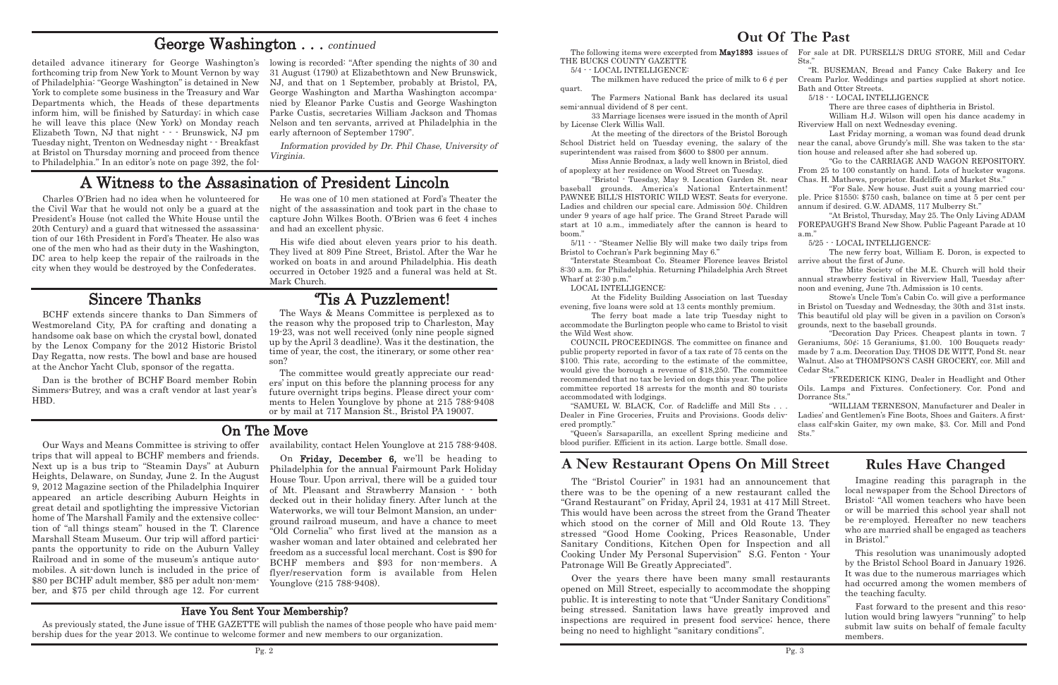## George Washington . . . *continued*

detailed advance itinerary for George Washington's forthcoming trip from New York to Mount Vernon by way of Philadelphia: "George Washington" is detained in New York to complete some business in the Treasury and War Departments which, the Heads of these departments inform him, will be finished by Saturday; in which case he will leave this place (New York) on Monday reach Elizabeth Town, NJ that night - - - Brunswick, NJ pm Tuesday night, Trenton on Wednesday night - - Breakfast at Bristol on Thursday morning and proceed from thence to Philadelphia." In an editor's note on page 392, the following is recorded: "After spending the nights of 30 and 31 August (1790) at Elizabethtown and New Brunswick, NJ, and that on 1 September, probably at Bristol, PA, George Washington and Martha Washington accompanied by Eleanor Parke Custis and George Washington Parke Custis, secretaries William Jackson and Thomas Nelson and ten servants, arrived at Philadelphia in the early afternoon of September 1790".

*Information provided by Dr. Phil Chase, University of Virginia.*

## A Witness to the Assasination of President Lincoln

Charles O'Brien had no idea when he volunteered for the Civil War that he would not only be a guard at the President's House (not called the White House until the 20th Century) and a guard that witnessed the assassination of our 16th President in Ford's Theater. He also was one of the men who had as their duty in the Washington, DC area to help keep the repair of the railroads in the city when they would be destroyed by the Confederates.

He was one of 10 men stationed at Ford's Theater the night of the assassination and took part in the chase to capture John Wilkes Booth. O'Brien was 6 feet 4 inches and had an excellent physic.

His wife died about eleven years prior to his death. They lived at 809 Pine Street, Bristol. After the War he worked on boats in and around Philadelphia. His death occurred in October 1925 and a funeral was held at St. Mark Church.

## Sincere Thanks

BCHF extends sincere thanks to Dan Simmers of Westmoreland City, PA for crafting and donating a handsome oak base on which the crystal bowl, donated by the Lenox Company for the 2012 Historic Bristol Day Regatta, now rests. The bowl and base are housed at the Anchor Yacht Club, sponsor of the regatta.

Dan is the brother of BCHF Board member Robin Simmers-Butrey, and was a craft vendor at last year's HBD.

## 'Tis A Puzzlement!

The Ways & Means Committee is perplexed as to the reason why the proposed trip to Charleston, May 19-23, was not well received (only nine people signed up by the April 3 deadline). Was it the destination, the time of year, the cost, the itinerary, or some other reason?

The committee would greatly appreciate our readers' input on this before the planning process for any future overnight trips begins. Please direct your comments to Helen Younglove by phone at 215 788-9408 or by mail at 717 Mansion St., Bristol PA 19007.

## On The Move

Our Ways and Means Committee is striving to offer trips that will appeal to BCHF members and friends. Next up is a bus trip to "Steamin Days" at Auburn Heights, Delaware, on Sunday, June 2. In the August 9, 2012 Magazine section of the Philadelphia Inquirer appeared an article describing Auburn Heights in great detail and spotlighting the impressive Victorian home of The Marshall Family and the extensive collection of "all things steam" housed in the T. Clarence Marshall Steam Museum. Our trip will afford participants the opportunity to ride on the Auburn Valley Railroad and in some of the museum's antique automobiles. A sit-down lunch is included in the price of $80 per BCHF adult member, $85 per adult non-member, and $75 per child through age 12. For current availability, contact Helen Younglove at 215 788-9408.

On **Friday, December 6,** we'll be heading to Philadelphia for the annual Fairmount Park Holiday House Tour. Upon arrival, there will be a guided tour of Mt. Pleasant and Strawberry Mansion - - both decked out in their holiday finery. After lunch at the Waterworks, we will tour Belmont Mansion, an underground railroad museum, and have a chance to meet "Old Cornelia" who first lived at the mansion as a washer woman and later obtained and celebrated her freedom as a successful local merchant. Cost is $90 for BCHF members and $93 for non-members. A flyer/reservation form is available from Helen Younglove (215 788-9408).

### Have You Sent Your Membership?

As previously stated, the June issue of THE GAZETTE will publish the names of those people who have paid membership dues for the year 2013. We continue to welcome former and new members to our organization.

## Out Of The Past

The following items were excerpted from **May1893** issues of THE BUCKS COUNTY GAZETTE

5/4 - - LOCAL INTELLIGENCE:

The milkmen have reduced the price of milk to 6 ¢ per quart.

The Farmers National Bank has declared its usual semi-annual dividend of 8 per cent.

33 Marriage licenses were issued in the month of April by License Clerk Willis Wall.

At the meeting of the directors of the Bristol Borough School District held on Tuesday evening, the salary of the superintendent was raised from $600 to $800 per annum.

Miss Annie Brodnax, a lady well known in Bristol, died of apoplexy at her residence on Wood Street on Tuesday.

"Bristol - Tuesday, May 9. Location Garden St. near baseball grounds. America's National Entertainment! PAWNEE BILL'S HISTORIC WILD WEST. Seats for everyone. Ladies and children our special care. Admission 50¢. Children under 9 years of age half price. The Grand Street Parade will start at 10 a.m., immediately after the cannon is heard to boom."

5/11 - - "Steamer Nellie Bly will make two daily trips from Bristol to Cochran's Park beginning May 6."

"Interstate Steamboat Co. Steamer Florence leaves Bristol 8:30 a.m. for Philadelphia. Returning Philadelphia Arch Street Wharf at 2:30 p.m."

LOCAL INTELLIGENCE:

At the Fidelity Building Association on last Tuesday evening, five loans were sold at 13 cents monthly premium.

The ferry boat made a late trip Tuesday night to accommodate the Burlington people who came to Bristol to visit the Wild West show.

COUNCIL PROCEEDINGS. The committee on finance and public property reported in favor of a tax rate of 75 cents on the $100. This rate, according to the estimate of the committee, would give the borough a revenue of $18,250. The committee recommended that no tax be levied on dogs this year. The police committee reported 18 arrests for the month and 80 tourists accommodated with lodgings.

"SAMUEL W. BLACK, Cor. of Radcliffe and Mill Sts . . . Dealer in Fine Groceries, Fruits and Provisions. Goods delivered promptly."

"Queen's Sarsaparilla, an excellent Spring medicine and blood purifier. Efficient in its action. Large bottle. Small dose. For sale at DR. PURSELL'S DRUG STORE, Mill and Cedar Sts."

"R. BUSEMAN, Bread and Fancy Cake Bakery and Ice Cream Parlor. Weddings and parties supplied at short notice. Bath and Otter Streets.

5/18 - - LOCAL INTELLIGENCE

There are three cases of diphtheria in Bristol.

William H.J. Wilson will open his dance academy in Riverview Hall on next Wednesday evening.

Last Friday morning, a woman was found dead drunk near the canal, above Grundy's mill. She was taken to the station house and released after she had sobered up.

"Go to the CARRIAGE AND WAGON REPOSITORY. From 25 to 100 constantly on hand. Lots of huckster wagons. Chas. H. Mathews, proprietor. Radcliffe and Market Sts."

"For Sale. New house. Just suit a young married couple. Price $1550: $750 cash, balance on time at 5 per cent per annum if desired. G.W. ADAMS, 117 Mulberry St."

"At Bristol, Thursday, May 25. The Only Living ADAM FOREPAUGH'S Brand New Show. Public Pageant Parade at 10 a.m."

5/25 - - LOCAL INTELLIGENCE:

The new ferry boat, William E. Doron, is expected to arrive about the first of June.

The Mite Society of the M.E. Church will hold their annual strawberry festival in Riverview Hall, Tuesday afternoon and evening, June 7th. Admission is 10 cents.

Stowe's Uncle Tom's Cabin Co. will give a performance in Bristol on Tuesday and Wednesday, the 30th and 31st insts. This beautiful old play will be given in a pavilion on Corson's grounds, next to the baseball grounds.

"Decoration Day Prices. Cheapest plants in town. 7 Geraniums, 50¢; 15 Geraniums, $1.00. 100 Bouquets ready-made by 7 a.m. Decoration Day. THOS DE WITT, Pond St. near Walnut. Also at THOMPSON'S CASH GROCERY, cor. Mill and Cedar Sts."

"FREDERICK KING, Dealer in Headlight and Other Oils. Lamps and Fixtures. Confectionery. Cor. Pond and Dorrance Sts."

"WILLIAM TERNESON, Manufacturer and Dealer in Ladies' and Gentlemen's Fine Boots, Shoes and Gaiters. A first-class calf-skin Gaiter, my own make, $3. Cor. Mill and Pond Sts."

## A New Restaurant Opens On Mill Street

The "Bristol Courier" in 1931 had an announcement that there was to be the opening of a new restaurant called the "Grand Restaurant" on Friday, April 24, 1931 at 417 Mill Street. This would have been across the street from the Grand Theater which stood on the corner of Mill and Old Route 13. They stressed "Good Home Cooking, Prices Reasonable, Under Sanitary Conditions, Kitchen Open for Inspection and all Cooking Under My Personal Supervision" S.G. Fenton - Your Patronage Will Be Greatly Appreciated".

Over the years there have been many small restaurants opened on Mill Street, especially to accommodate the shopping public. It is interesting to note that "Under Sanitary Conditions" being stressed. Sanitation laws have greatly improved and inspections are required in present food service; hence, there being no need to highlight "sanitary conditions".

## Rules Have Changed

Imagine reading this paragraph in the local newspaper from the School Directors of Bristol: "All women teachers who have been or will be married this school year shall not be re-employed. Hereafter no new teachers who are married shall be engaged as teachers in Bristol."

This resolution was unanimously adopted by the Bristol School Board in January 1926. It was due to the numerous marriages which had occurred among the women members of the teaching faculty.

Fast forward to the present and this resolution would bring lawyers "running" to help submit law suits on behalf of female faculty members.